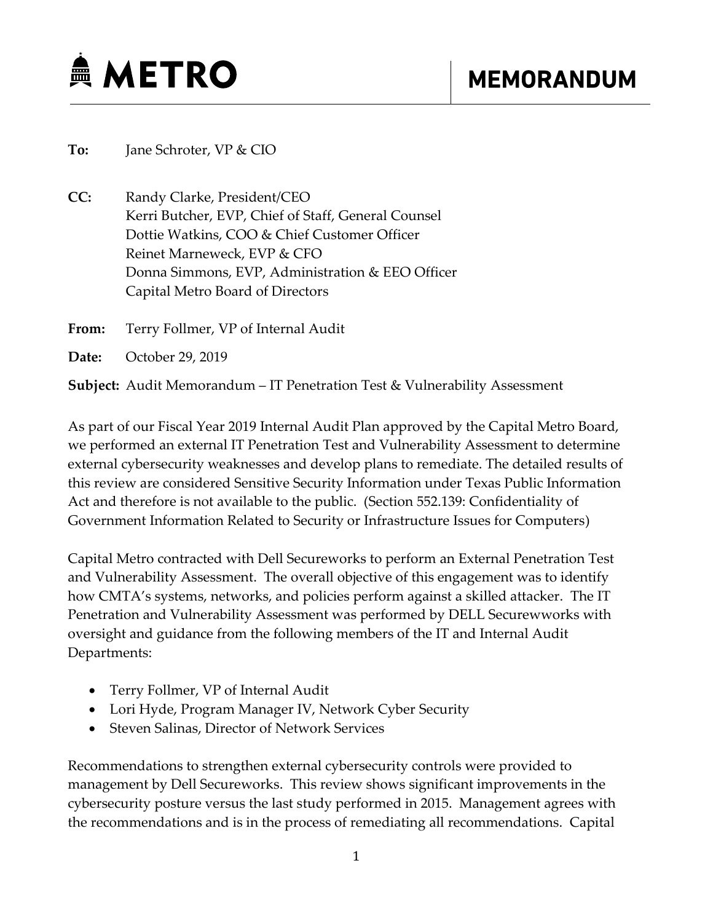# METRO

## MEMORANDUM

**To:** Jane Schroter, VP & CIO

**CC:** Randy Clarke, President/CEO
Kerri Butcher, EVP, Chief of Staff, General Counsel
Dottie Watkins, COO & Chief Customer Officer
Reinet Marneweck, EVP & CFO
Donna Simmons, EVP, Administration & EEO Officer
Capital Metro Board of Directors

**From:** Terry Follmer, VP of Internal Audit

**Date:** October 29, 2019

**Subject:** Audit Memorandum – IT Penetration Test & Vulnerability Assessment

As part of our Fiscal Year 2019 Internal Audit Plan approved by the Capital Metro Board, we performed an external IT Penetration Test and Vulnerability Assessment to determine external cybersecurity weaknesses and develop plans to remediate. The detailed results of this review are considered Sensitive Security Information under Texas Public Information Act and therefore is not available to the public. (Section 552.139: Confidentiality of Government Information Related to Security or Infrastructure Issues for Computers)

Capital Metro contracted with Dell Secureworks to perform an External Penetration Test and Vulnerability Assessment. The overall objective of this engagement was to identify how CMTA's systems, networks, and policies perform against a skilled attacker. The IT Penetration and Vulnerability Assessment was performed by DELL Securewworks with oversight and guidance from the following members of the IT and Internal Audit Departments:

- Terry Follmer, VP of Internal Audit
- Lori Hyde, Program Manager IV, Network Cyber Security
- Steven Salinas, Director of Network Services

Recommendations to strengthen external cybersecurity controls were provided to management by Dell Secureworks. This review shows significant improvements in the cybersecurity posture versus the last study performed in 2015. Management agrees with the recommendations and is in the process of remediating all recommendations. Capital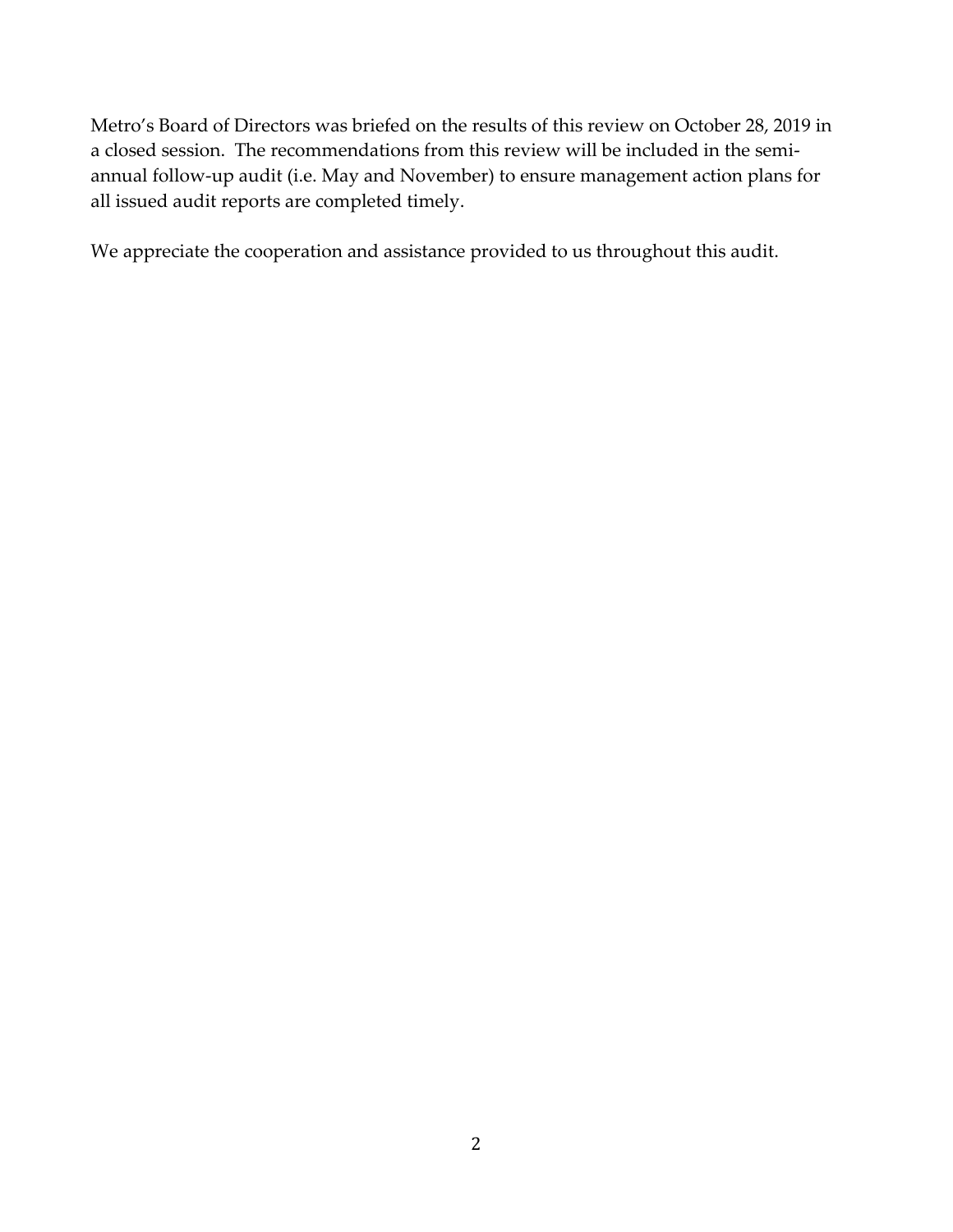Metro's Board of Directors was briefed on the results of this review on October 28, 2019 in a closed session. The recommendations from this review will be included in the semi-annual follow-up audit (i.e. May and November) to ensure management action plans for all issued audit reports are completed timely.

We appreciate the cooperation and assistance provided to us throughout this audit.